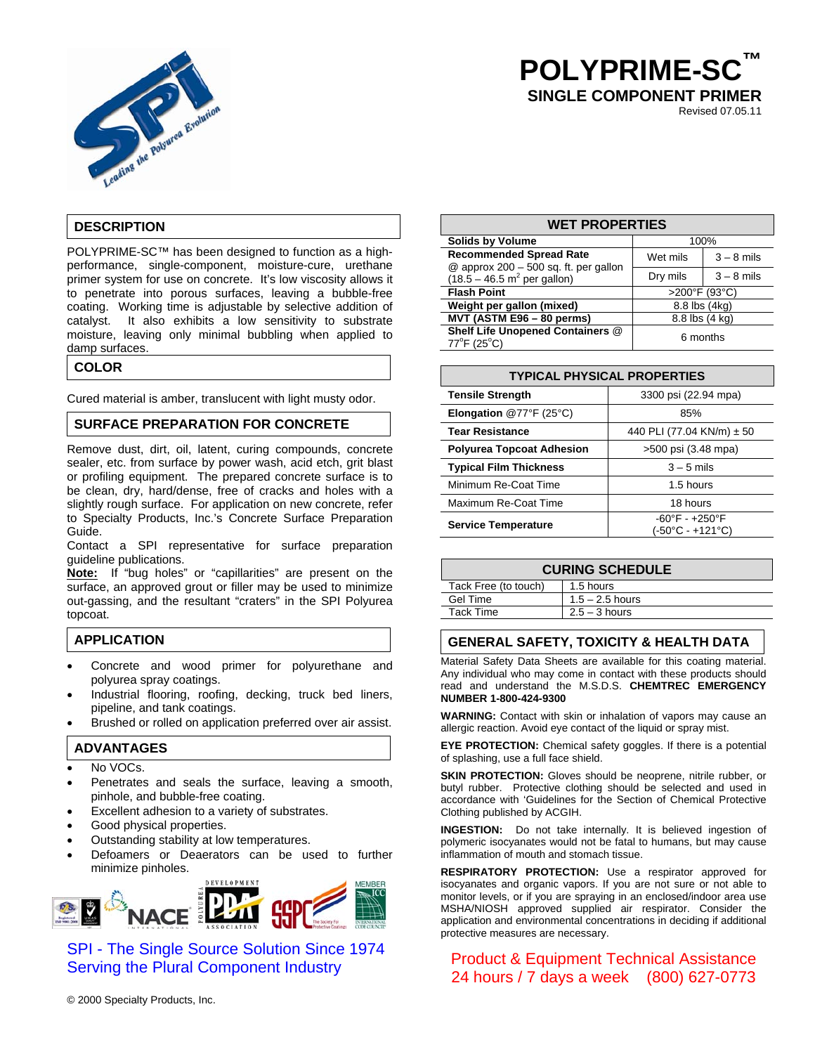# POLYPRIME-SC™

## SINGLE COMPONENT PRIMER

Revised 07.05.11

## DESCRIPTION

POLYPRIME-SC™ has been designed to function as a high-performance, single-component, moisture-cure, urethane primer system for use on concrete. It's low viscosity allows it to penetrate into porous surfaces, leaving a bubble-free coating. Working time is adjustable by selective addition of catalyst. It also exhibits a low sensitivity to substrate moisture, leaving only minimal bubbling when applied to damp surfaces.

## COLOR

Cured material is amber, translucent with light musty odor.

## SURFACE PREPARATION FOR CONCRETE

Remove dust, dirt, oil, latent, curing compounds, concrete sealer, etc. from surface by power wash, acid etch, grit blast or profiling equipment. The prepared concrete surface is to be clean, dry, hard/dense, free of cracks and holes with a slightly rough surface. For application on new concrete, refer to Specialty Products, Inc.'s Concrete Surface Preparation Guide.

Contact a SPI representative for surface preparation guideline publications.

**Note:** If "bug holes" or "capillarities" are present on the surface, an approved grout or filler may be used to minimize out-gassing, and the resultant "craters" in the SPI Polyurea topcoat.

## APPLICATION

- Concrete and wood primer for polyurethane and polyurea spray coatings.
- Industrial flooring, roofing, decking, truck bed liners, pipeline, and tank coatings.
- Brushed or rolled on application preferred over air assist.

## ADVANTAGES

- No VOCs.
- Penetrates and seals the surface, leaving a smooth, pinhole, and bubble-free coating.
- Excellent adhesion to a variety of substrates.
- Good physical properties.
- Outstanding stability at low temperatures.
- Defoamers or Deaerators can be used to further minimize pinholes.

SPI - The Single Source Solution Since 1974
Serving the Plural Component Industry

© 2000 Specialty Products, Inc.

## WET PROPERTIES

| WET PROPERTIES | | |
|---|---|---|
| **Solids by Volume** | 100% | |
| **Recommended Spread Rate** @ approx 200 – 500 sq. ft. per gallon (18.5 – 46.5 m$^2$ per gallon) | Wet mils | 3 – 8 mils |
| | Dry mils | 3 – 8 mils |
| **Flash Point** | >200°F (93°C) | |
| **Weight per gallon (mixed)** | 8.8 lbs (4kg) | |
| **MVT (ASTM E96 – 80 perms)** | 8.8 lbs (4 kg) | |
| **Shelf Life Unopened Containers** @ 77°F (25°C) | 6 months | |

## TYPICAL PHYSICAL PROPERTIES

| TYPICAL PHYSICAL PROPERTIES | |
|---|---|
| **Tensile Strength** | 3300 psi (22.94 mpa) |
| **Elongation** @77°F (25°C) | 85% |
| **Tear Resistance** | 440 PLI (77.04 KN/m) ± 50 |
| **Polyurea Topcoat Adhesion** | >500 psi (3.48 mpa) |
| **Typical Film Thickness** | 3 – 5 mils |
| Minimum Re-Coat Time | 1.5 hours |
| Maximum Re-Coat Time | 18 hours |
| **Service Temperature** | -60°F - +250°F (-50°C - +121°C) |

## CURING SCHEDULE

| CURING SCHEDULE | |
|---|---|
| Tack Free (to touch) | 1.5 hours |
| Gel Time | 1.5 – 2.5 hours |
| Tack Time | 2.5 – 3 hours |

## GENERAL SAFETY, TOXICITY & HEALTH DATA

Material Safety Data Sheets are available for this coating material. Any individual who may come in contact with these products should read and understand the M.S.D.S. **CHEMTREC EMERGENCY NUMBER 1-800-424-9300**

**WARNING:** Contact with skin or inhalation of vapors may cause an allergic reaction. Avoid eye contact of the liquid or spray mist.

**EYE PROTECTION:** Chemical safety goggles. If there is a potential of splashing, use a full face shield.

**SKIN PROTECTION:** Gloves should be neoprene, nitrile rubber, or butyl rubber. Protective clothing should be selected and used in accordance with 'Guidelines for the Section of Chemical Protective Clothing published by ACGIH.

**INGESTION:** Do not take internally. It is believed ingestion of polymeric isocyanates would not be fatal to humans, but may cause inflammation of mouth and stomach tissue.

**RESPIRATORY PROTECTION:** Use a respirator approved for isocyanates and organic vapors. If you are not sure or not able to monitor levels, or if you are spraying in an enclosed/indoor area use MSHA/NIOSH approved supplied air respirator. Consider the application and environmental concentrations in deciding if additional protective measures are necessary.

Product & Equipment Technical Assistance
24 hours / 7 days a week (800) 627-0773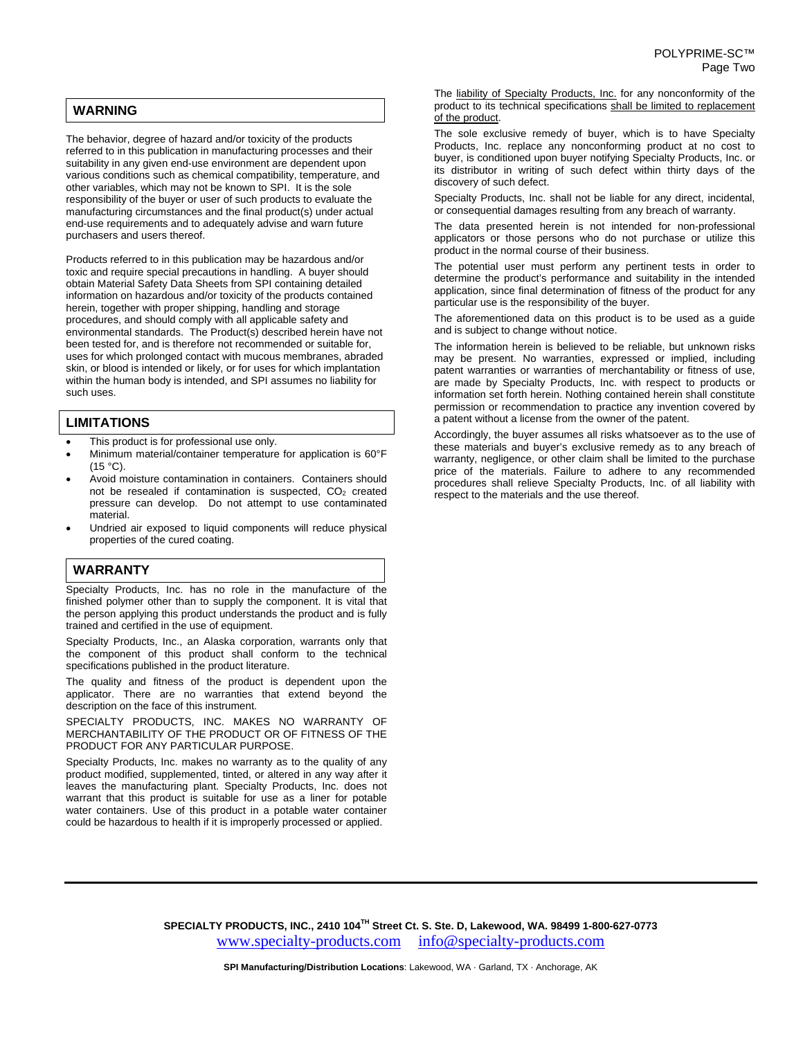## WARNING

The behavior, degree of hazard and/or toxicity of the products referred to in this publication in manufacturing processes and their suitability in any given end-use environment are dependent upon various conditions such as chemical compatibility, temperature, and other variables, which may not be known to SPI. It is the sole responsibility of the buyer or user of such products to evaluate the manufacturing circumstances and the final product(s) under actual end-use requirements and to adequately advise and warn future purchasers and users thereof.

Products referred to in this publication may be hazardous and/or toxic and require special precautions in handling. A buyer should obtain Material Safety Data Sheets from SPI containing detailed information on hazardous and/or toxicity of the products contained herein, together with proper shipping, handling and storage procedures, and should comply with all applicable safety and environmental standards. The Product(s) described herein have not been tested for, and is therefore not recommended or suitable for, uses for which prolonged contact with mucous membranes, abraded skin, or blood is intended or likely, or for uses for which implantation within the human body is intended, and SPI assumes no liability for such uses.

## LIMITATIONS

- This product is for professional use only.
- Minimum material/container temperature for application is 60°F (15 °C).
- Avoid moisture contamination in containers. Containers should not be resealed if contamination is suspected, $CO_2$ created pressure can develop. Do not attempt to use contaminated material.
- Undried air exposed to liquid components will reduce physical properties of the cured coating.

## WARRANTY

Specialty Products, Inc. has no role in the manufacture of the finished polymer other than to supply the component. It is vital that the person applying this product understands the product and is fully trained and certified in the use of equipment.

Specialty Products, Inc., an Alaska corporation, warrants only that the component of this product shall conform to the technical specifications published in the product literature.

The quality and fitness of the product is dependent upon the applicator. There are no warranties that extend beyond the description on the face of this instrument.

SPECIALTY PRODUCTS, INC. MAKES NO WARRANTY OF MERCHANTABILITY OF THE PRODUCT OR OF FITNESS OF THE PRODUCT FOR ANY PARTICULAR PURPOSE.

Specialty Products, Inc. makes no warranty as to the quality of any product modified, supplemented, tinted, or altered in any way after it leaves the manufacturing plant. Specialty Products, Inc. does not warrant that this product is suitable for use as a liner for potable water containers. Use of this product in a potable water container could be hazardous to health if it is improperly processed or applied.

The liability of Specialty Products, Inc. for any nonconformity of the product to its technical specifications shall be limited to replacement of the product.

The sole exclusive remedy of buyer, which is to have Specialty Products, Inc. replace any nonconforming product at no cost to buyer, is conditioned upon buyer notifying Specialty Products, Inc. or its distributor in writing of such defect within thirty days of the discovery of such defect.

Specialty Products, Inc. shall not be liable for any direct, incidental, or consequential damages resulting from any breach of warranty.

The data presented herein is not intended for non-professional applicators or those persons who do not purchase or utilize this product in the normal course of their business.

The potential user must perform any pertinent tests in order to determine the product's performance and suitability in the intended application, since final determination of fitness of the product for any particular use is the responsibility of the buyer.

The aforementioned data on this product is to be used as a guide and is subject to change without notice.

The information herein is believed to be reliable, but unknown risks may be present. No warranties, expressed or implied, including patent warranties or warranties of merchantability or fitness of use, are made by Specialty Products, Inc. with respect to products or information set forth herein. Nothing contained herein shall constitute permission or recommendation to practice any invention covered by a patent without a license from the owner of the patent.

Accordingly, the buyer assumes all risks whatsoever as to the use of these materials and buyer's exclusive remedy as to any breach of warranty, negligence, or other claim shall be limited to the purchase price of the materials. Failure to adhere to any recommended procedures shall relieve Specialty Products, Inc. of all liability with respect to the materials and the use thereof.

**SPECIALTY PRODUCTS, INC., 2410 104TH Street Ct. S. Ste. D, Lakewood, WA. 98499 1-800-627-0773**
www.specialty-products.com info@specialty-products.com

**SPI Manufacturing/Distribution Locations**: Lakewood, WA · Garland, TX · Anchorage, AK